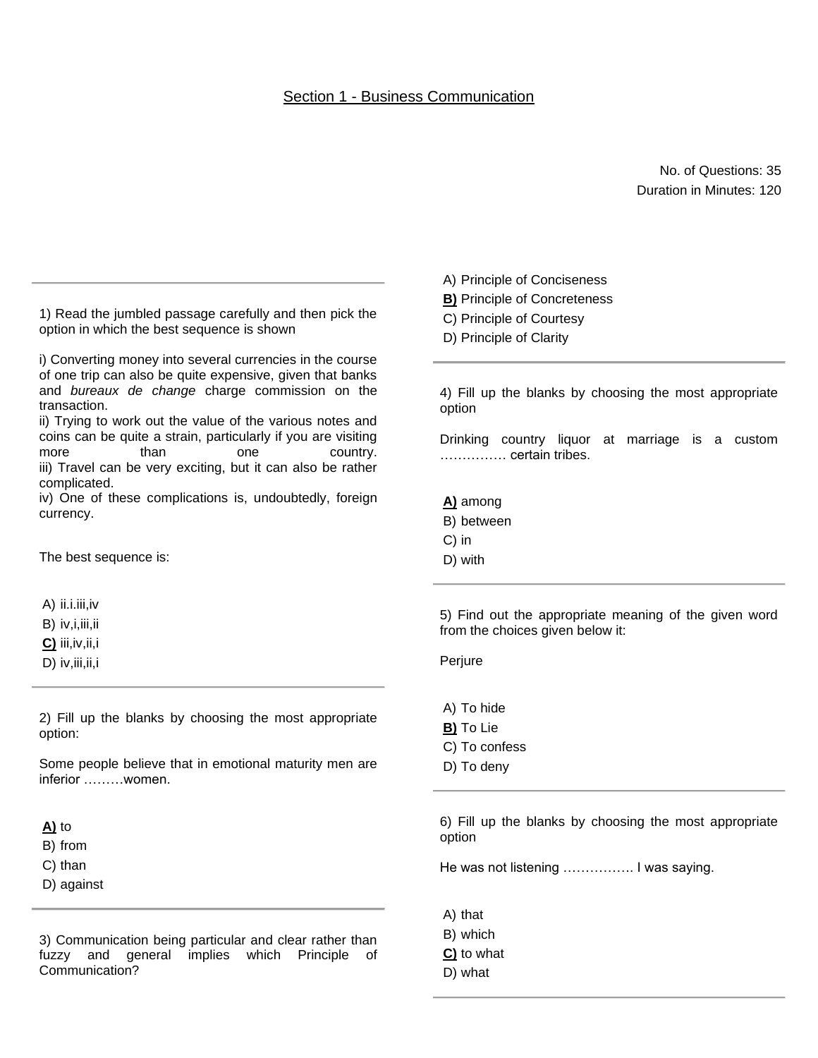## Section 1 - Business Communication

No. of Questions: 35
Duration in Minutes: 120

---

1) Read the jumbled passage carefully and then pick the option in which the best sequence is shown

i) Converting money into several currencies in the course of one trip can also be quite expensive, given that banks and *bureaux de change* charge commission on the transaction.
ii) Trying to work out the value of the various notes and coins can be quite a strain, particularly if you are visiting more than one country.
iii) Travel can be very exciting, but it can also be rather complicated.
iv) One of these complications is, undoubtedly, foreign currency.

The best sequence is:

A) ii.i.iii,iv
B) iv,i,iii,ii
**C)** iii,iv,ii,i
D) iv,iii,ii,i

---

2) Fill up the blanks by choosing the most appropriate option:

Some people believe that in emotional maturity men are inferior ………women.

**A)** to
B) from
C) than
D) against

---

3) Communication being particular and clear rather than fuzzy and general implies which Principle of Communication?

A) Principle of Conciseness
**B)** Principle of Concreteness
C) Principle of Courtesy
D) Principle of Clarity

---

4) Fill up the blanks by choosing the most appropriate option

Drinking country liquor at marriage is a custom …………… certain tribes.

**A)** among
B) between
C) in
D) with

---

5) Find out the appropriate meaning of the given word from the choices given below it:

Perjure

A) To hide
**B)** To Lie
C) To confess
D) To deny

---

6) Fill up the blanks by choosing the most appropriate option

He was not listening ……………. I was saying.

A) that
B) which
**C)** to what
D) what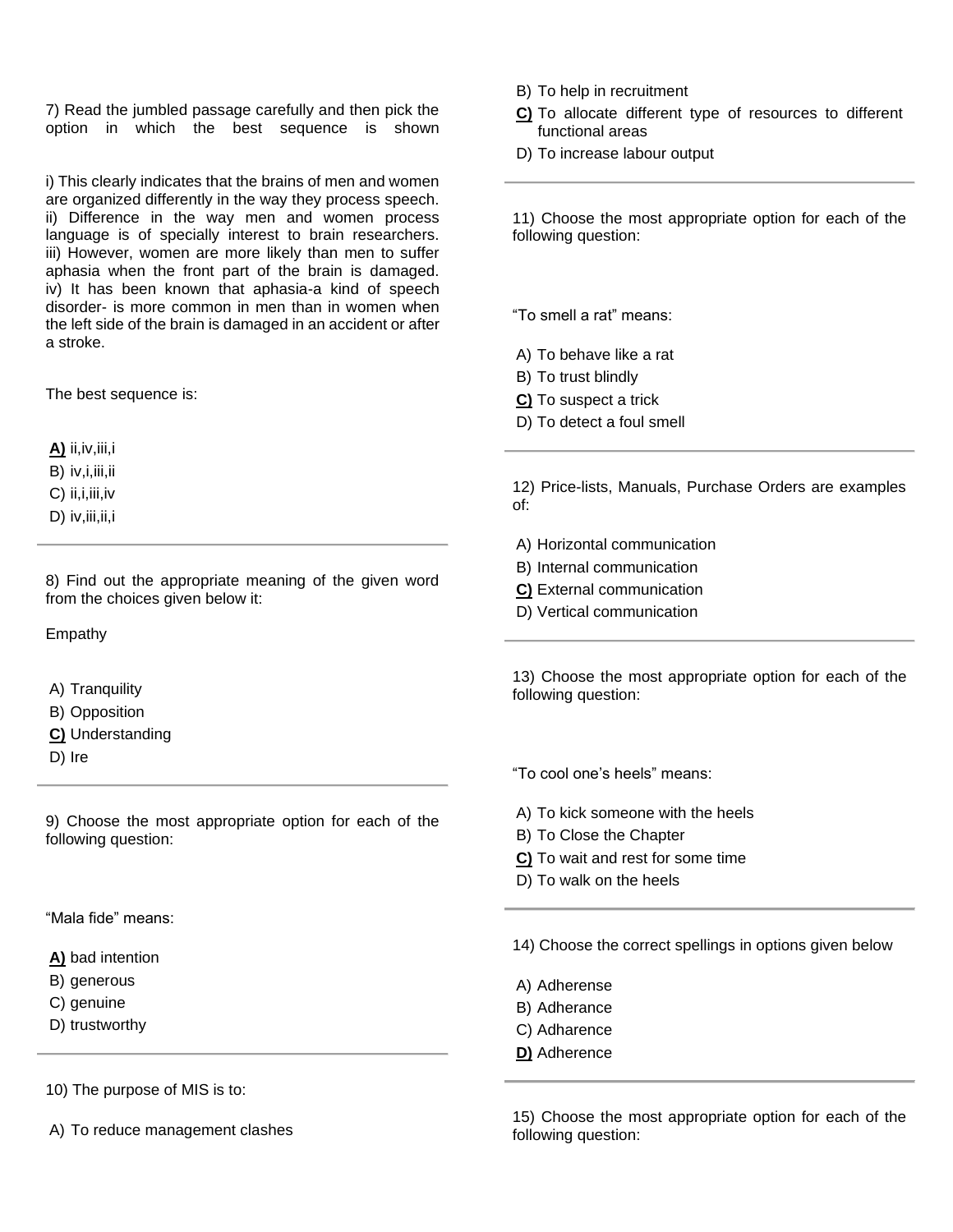7) Read the jumbled passage carefully and then pick the option in which the best sequence is shown

i) This clearly indicates that the brains of men and women are organized differently in the way they process speech.
ii) Difference in the way men and women process language is of specially interest to brain researchers.
iii) However, women are more likely than men to suffer aphasia when the front part of the brain is damaged.
iv) It has been known that aphasia-a kind of speech disorder- is more common in men than in women when the left side of the brain is damaged in an accident or after a stroke.

The best sequence is:

**A)** ii,iv,iii,i
B) iv,i,iii,ii
C) ii,i,iii,iv
D) iv,iii,ii,i

---

8) Find out the appropriate meaning of the given word from the choices given below it:

Empathy

A) Tranquility
B) Opposition
**C)** Understanding
D) Ire

---

9) Choose the most appropriate option for each of the following question:

"Mala fide" means:

**A)** bad intention
B) generous
C) genuine
D) trustworthy

---

10) The purpose of MIS is to:

A) To reduce management clashes
B) To help in recruitment
**C)** To allocate different type of resources to different functional areas
D) To increase labour output

---

11) Choose the most appropriate option for each of the following question:

"To smell a rat" means:

A) To behave like a rat
B) To trust blindly
**C)** To suspect a trick
D) To detect a foul smell

---

12) Price-lists, Manuals, Purchase Orders are examples of:

A) Horizontal communication
B) Internal communication
**C)** External communication
D) Vertical communication

---

13) Choose the most appropriate option for each of the following question:

"To cool one's heels" means:

A) To kick someone with the heels
B) To Close the Chapter
**C)** To wait and rest for some time
D) To walk on the heels

---

14) Choose the correct spellings in options given below

A) Adherense
B) Adherance
C) Adharence
**D)** Adherence

---

15) Choose the most appropriate option for each of the following question: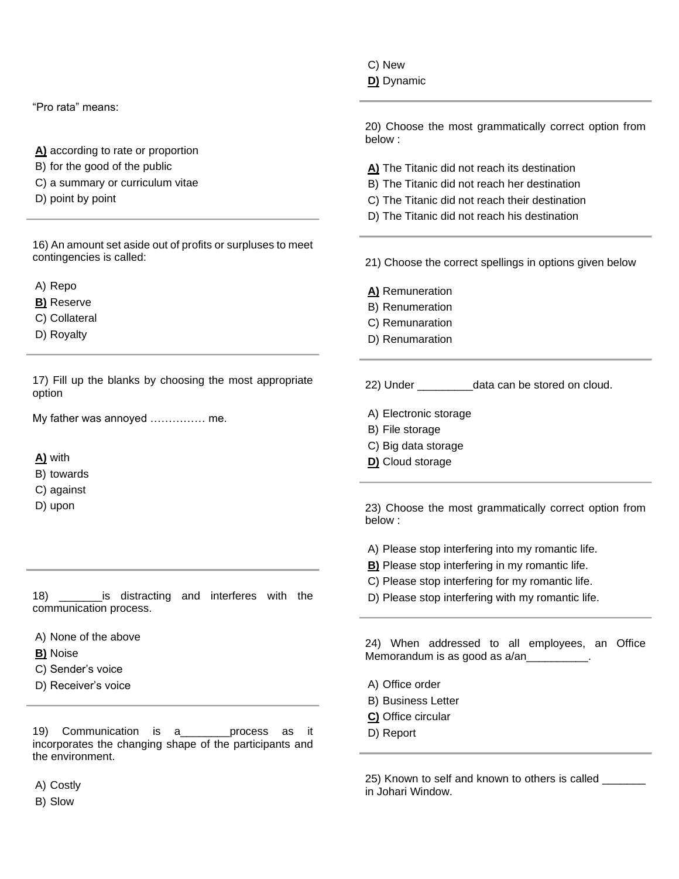“Pro rata” means:

**A)** according to rate or proportion
B) for the good of the public
C) a summary or curriculum vitae
D) point by point

---

16) An amount set aside out of profits or surpluses to meet contingencies is called:

A) Repo
**B)** Reserve
C) Collateral
D) Royalty

---

17) Fill up the blanks by choosing the most appropriate option

My father was annoyed …………… me.

**A)** with
B) towards
C) against
D) upon

---

18) _______is distracting and interferes with the communication process.

A) None of the above
**B)** Noise
C) Sender’s voice
D) Receiver’s voice

---

19) Communication is a________process as it incorporates the changing shape of the participants and the environment.

A) Costly
B) Slow
C) New
**D)** Dynamic

---

20) Choose the most grammatically correct option from below :

**A)** The Titanic did not reach its destination
B) The Titanic did not reach her destination
C) The Titanic did not reach their destination
D) The Titanic did not reach his destination

---

21) Choose the correct spellings in options given below

**A)** Remuneration
B) Renumeration
C) Remunaration
D) Renumaration

---

22) Under _________data can be stored on cloud.

A) Electronic storage
B) File storage
C) Big data storage
**D)** Cloud storage

---

23) Choose the most grammatically correct option from below :

A) Please stop interfering into my romantic life.
**B)** Please stop interfering in my romantic life.
C) Please stop interfering for my romantic life.
D) Please stop interfering with my romantic life.

---

24) When addressed to all employees, an Office Memorandum is as good as a/an__________.

A) Office order
B) Business Letter
**C)** Office circular
D) Report

---

25) Known to self and known to others is called _______ in Johari Window.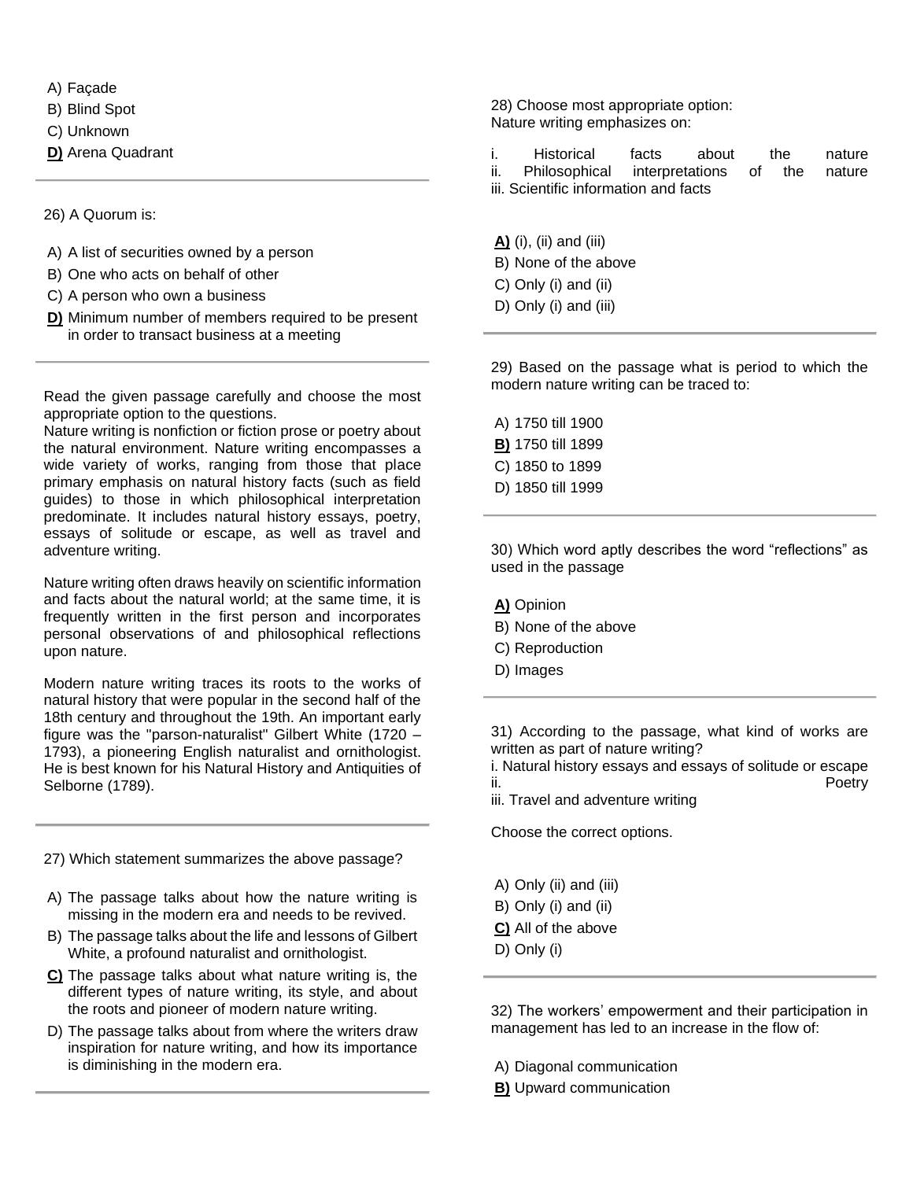A) Façade
B) Blind Spot
C) Unknown
**D)** Arena Quadrant

---

26) A Quorum is:

A) A list of securities owned by a person
B) One who acts on behalf of other
C) A person who own a business
**D)** Minimum number of members required to be present in order to transact business at a meeting

---

Read the given passage carefully and choose the most appropriate option to the questions.
Nature writing is nonfiction or fiction prose or poetry about the natural environment. Nature writing encompasses a wide variety of works, ranging from those that place primary emphasis on natural history facts (such as field guides) to those in which philosophical interpretation predominate. It includes natural history essays, poetry, essays of solitude or escape, as well as travel and adventure writing.

Nature writing often draws heavily on scientific information and facts about the natural world; at the same time, it is frequently written in the first person and incorporates personal observations of and philosophical reflections upon nature.

Modern nature writing traces its roots to the works of natural history that were popular in the second half of the 18th century and throughout the 19th. An important early figure was the "parson-naturalist" Gilbert White (1720 – 1793), a pioneering English naturalist and ornithologist. He is best known for his Natural History and Antiquities of Selborne (1789).

---

27) Which statement summarizes the above passage?

A) The passage talks about how the nature writing is missing in the modern era and needs to be revived.
B) The passage talks about the life and lessons of Gilbert White, a profound naturalist and ornithologist.
**C)** The passage talks about what nature writing is, the different types of nature writing, its style, and about the roots and pioneer of modern nature writing.
D) The passage talks about from where the writers draw inspiration for nature writing, and how its importance is diminishing in the modern era.

---

28) Choose most appropriate option:
Nature writing emphasizes on:

i. Historical facts about the nature
ii. Philosophical interpretations of the nature
iii. Scientific information and facts

**A)** (i), (ii) and (iii)
B) None of the above
C) Only (i) and (ii)
D) Only (i) and (iii)

---

29) Based on the passage what is period to which the modern nature writing can be traced to:

A) 1750 till 1900
**B)** 1750 till 1899
C) 1850 to 1899
D) 1850 till 1999

---

30) Which word aptly describes the word "reflections" as used in the passage

**A)** Opinion
B) None of the above
C) Reproduction
D) Images

---

31) According to the passage, what kind of works are written as part of nature writing?
i. Natural history essays and essays of solitude or escape
ii. Poetry
iii. Travel and adventure writing

Choose the correct options.

A) Only (ii) and (iii)
B) Only (i) and (ii)
**C)** All of the above
D) Only (i)

---

32) The workers' empowerment and their participation in management has led to an increase in the flow of:

A) Diagonal communication
**B)** Upward communication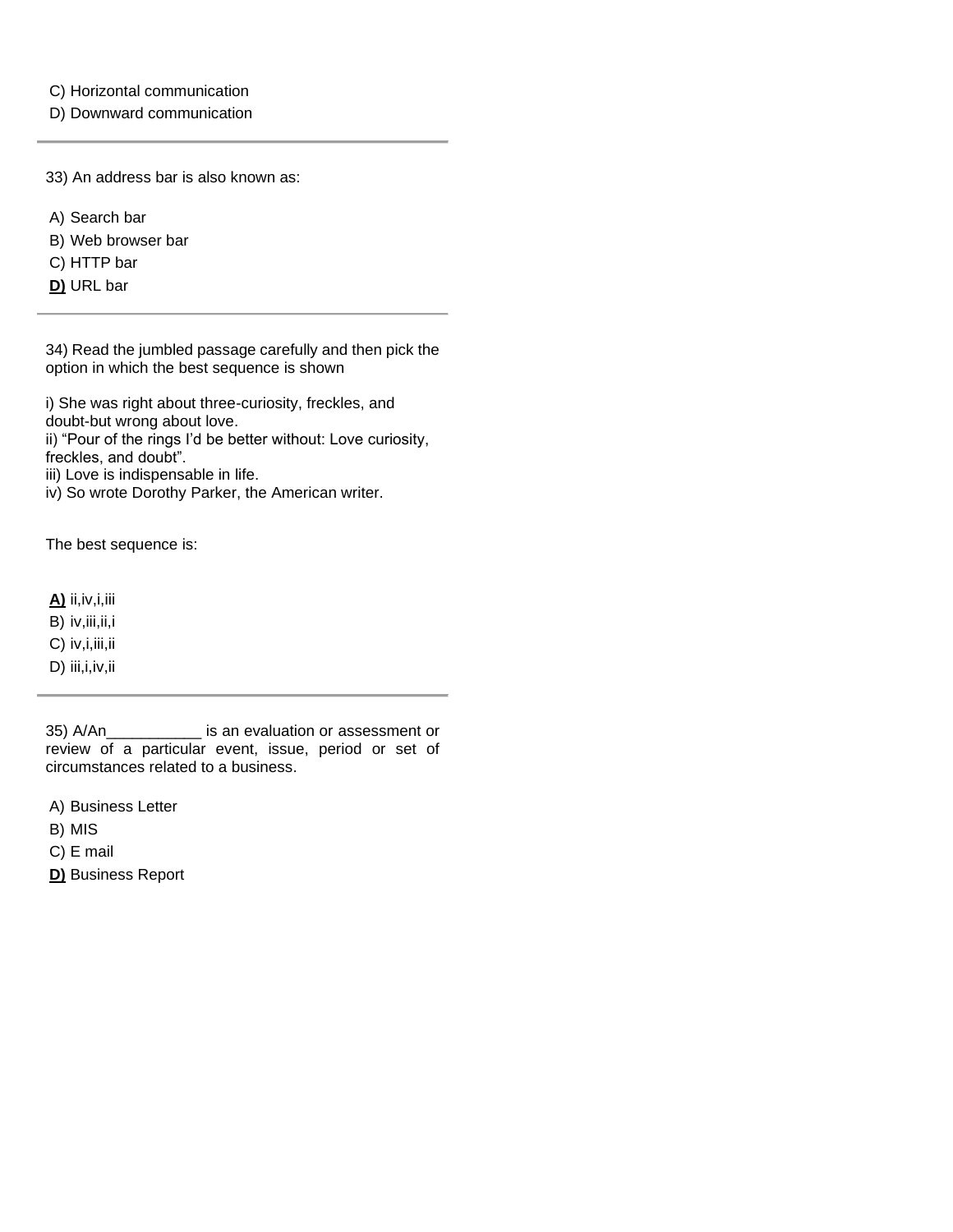C) Horizontal communication
D) Downward communication

---

33) An address bar is also known as:

A) Search bar
B) Web browser bar
C) HTTP bar
**D)** URL bar

---

34) Read the jumbled passage carefully and then pick the option in which the best sequence is shown

i) She was right about three-curiosity, freckles, and doubt-but wrong about love.
ii) "Pour of the rings I'd be better without: Love curiosity, freckles, and doubt".
iii) Love is indispensable in life.
iv) So wrote Dorothy Parker, the American writer.

The best sequence is:

**A)** ii,iv,i,iii
B) iv,iii,ii,i
C) iv,i,iii,ii
D) iii,i,iv,ii

---

35) A/An___________ is an evaluation or assessment or review of a particular event, issue, period or set of circumstances related to a business.

A) Business Letter
B) MIS
C) E mail
**D)** Business Report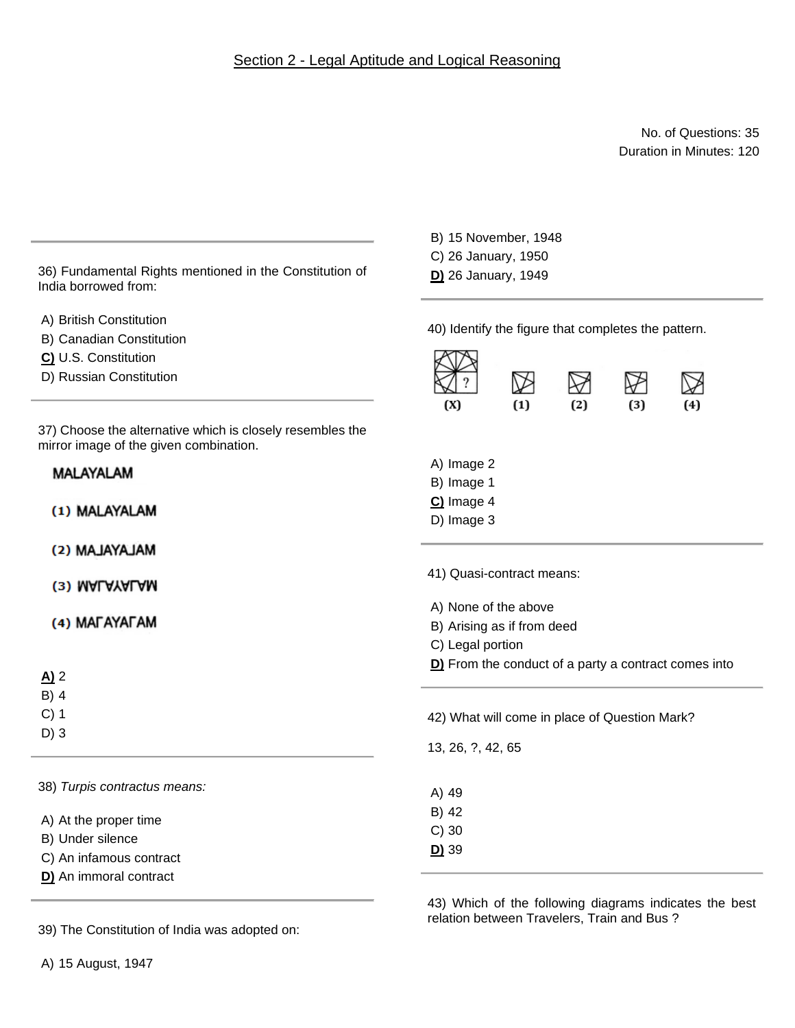## Section 2 - Legal Aptitude and Logical Reasoning

No. of Questions: 35
Duration in Minutes: 120

36) Fundamental Rights mentioned in the Constitution of India borrowed from:

A) British Constitution
B) Canadian Constitution
**C)** U.S. Constitution
D) Russian Constitution

37) Choose the alternative which is closely resembles the mirror image of the given combination.

MALAYALAM

(1) MALAYALAM
(2) MAJAYAJAM
(3) MALAYALAM
(4) MAΓAYAΓAM

**A)** 2
B) 4
C) 1
D) 3

38) *Turpis contractus means:*

A) At the proper time
B) Under silence
C) An infamous contract
**D)** An immoral contract

39) The Constitution of India was adopted on:

A) 15 August, 1947
B) 15 November, 1948
C) 26 January, 1950
**D)** 26 January, 1949

40) Identify the figure that completes the pattern.

(X) (1) (2) (3) (4)

A) Image 2
B) Image 1
**C)** Image 4
D) Image 3

41) Quasi-contract means:

A) None of the above
B) Arising as if from deed
C) Legal portion
**D)** From the conduct of a party a contract comes into

42) What will come in place of Question Mark?

13, 26, ?, 42, 65

A) 49
B) 42
C) 30
**D)** 39

43) Which of the following diagrams indicates the best relation between Travelers, Train and Bus ?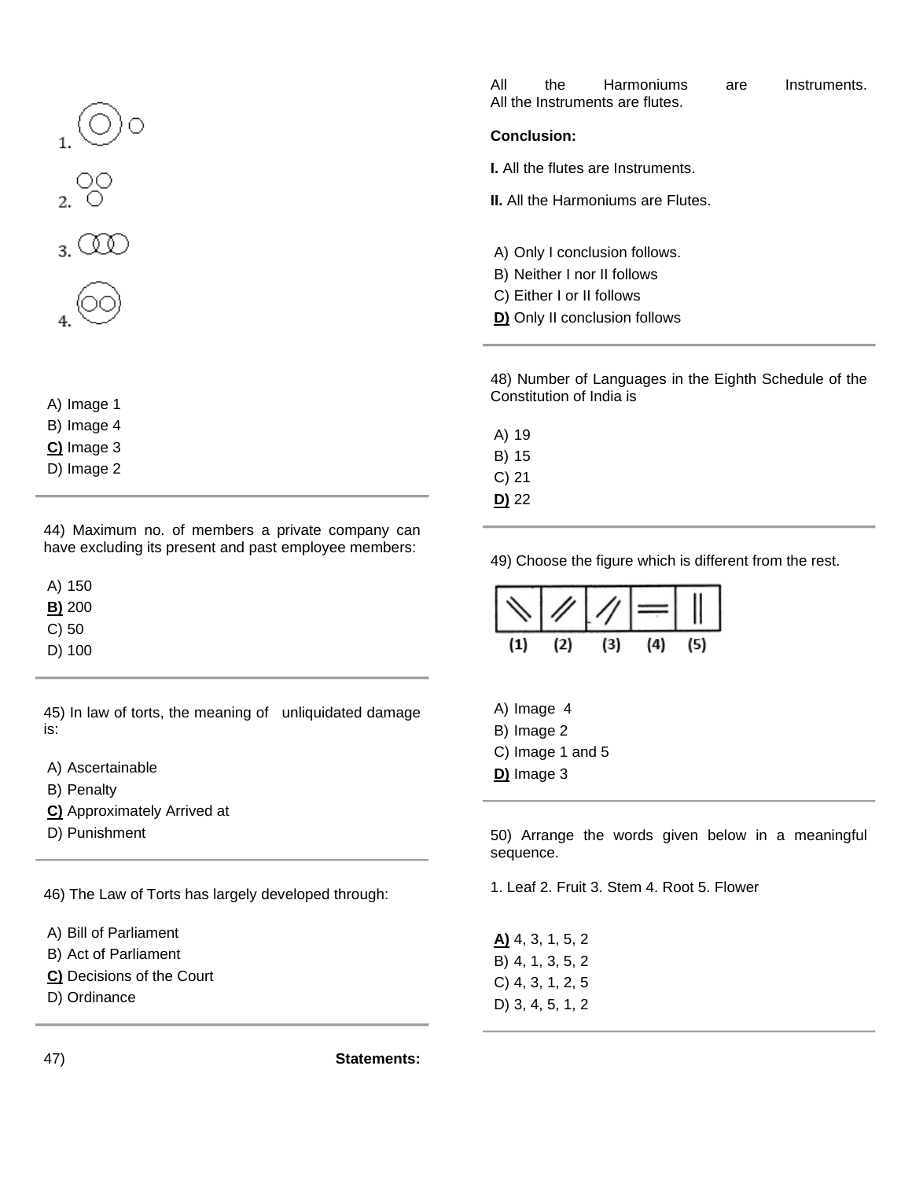1.

2.

3.

4.

A) Image 1
B) Image 4
**C)** Image 3
D) Image 2

44) Maximum no. of members a private company can have excluding its present and past employee members:

A) 150
**B)** 200
C) 50
D) 100

45) In law of torts, the meaning of unliquidated damage is:

A) Ascertainable
B) Penalty
**C)** Approximately Arrived at
D) Punishment

46) The Law of Torts has largely developed through:

A) Bill of Parliament
B) Act of Parliament
**C)** Decisions of the Court
D) Ordinance

47) **Statements:**

All the Harmoniums are Instruments.
All the Instruments are flutes.

**Conclusion:**

**I.** All the flutes are Instruments.

**II.** All the Harmoniums are Flutes.

A) Only I conclusion follows.
B) Neither I nor II follows
C) Either I or II follows
**D)** Only II conclusion follows

48) Number of Languages in the Eighth Schedule of the Constitution of India is

A) 19
B) 15
C) 21
**D)** 22

49) Choose the figure which is different from the rest.

(1) (2) (3) (4) (5)

A) Image 4
B) Image 2
C) Image 1 and 5
**D)** Image 3

50) Arrange the words given below in a meaningful sequence.

1. Leaf 2. Fruit 3. Stem 4. Root 5. Flower

**A)** 4, 3, 1, 5, 2
B) 4, 1, 3, 5, 2
C) 4, 3, 1, 2, 5
D) 3, 4, 5, 1, 2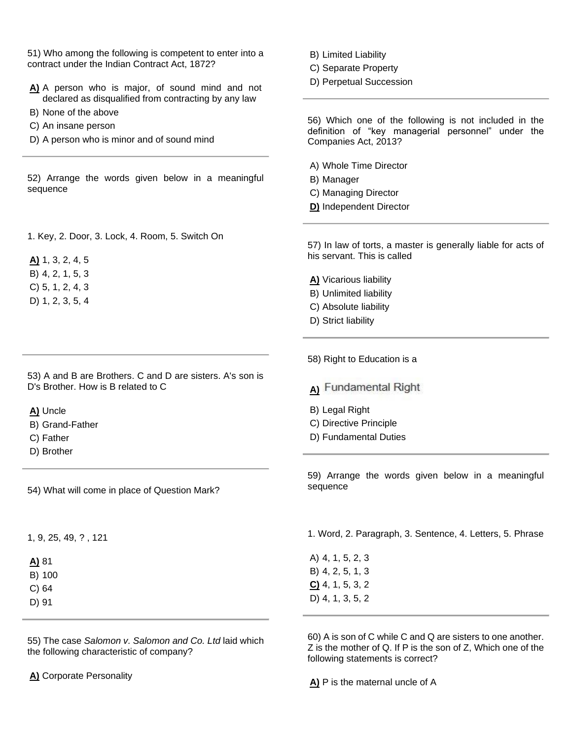51) Who among the following is competent to enter into a contract under the Indian Contract Act, 1872?

**A)** A person who is major, of sound mind and not declared as disqualified from contracting by any law
B) None of the above
C) An insane person
D) A person who is minor and of sound mind

---

52) Arrange the words given below in a meaningful sequence

1. Key, 2. Door, 3. Lock, 4. Room, 5. Switch On

**A)** 1, 3, 2, 4, 5
B) 4, 2, 1, 5, 3
C) 5, 1, 2, 4, 3
D) 1, 2, 3, 5, 4

---

53) A and B are Brothers. C and D are sisters. A's son is D's Brother. How is B related to C

**A)** Uncle
B) Grand-Father
C) Father
D) Brother

---

54) What will come in place of Question Mark?

1, 9, 25, 49, ? , 121

**A)** 81
B) 100
C) 64
D) 91

---

55) The case *Salomon v. Salomon and Co. Ltd* laid which the following characteristic of company?

**A)** Corporate Personality
B) Limited Liability
C) Separate Property
D) Perpetual Succession

---

56) Which one of the following is not included in the definition of "key managerial personnel" under the Companies Act, 2013?

A) Whole Time Director
B) Manager
C) Managing Director
**D)** Independent Director

---

57) In law of torts, a master is generally liable for acts of his servant. This is called

**A)** Vicarious liability
B) Unlimited liability
C) Absolute liability
D) Strict liability

---

58) Right to Education is a

**A)** Fundamental Right
B) Legal Right
C) Directive Principle
D) Fundamental Duties

---

59) Arrange the words given below in a meaningful sequence

1. Word, 2. Paragraph, 3. Sentence, 4. Letters, 5. Phrase

A) 4, 1, 5, 2, 3
B) 4, 2, 5, 1, 3
**C)** 4, 1, 5, 3, 2
D) 4, 1, 3, 5, 2

---

60) A is son of C while C and Q are sisters to one another. Z is the mother of Q. If P is the son of Z, Which one of the following statements is correct?

**A)** P is the maternal uncle of A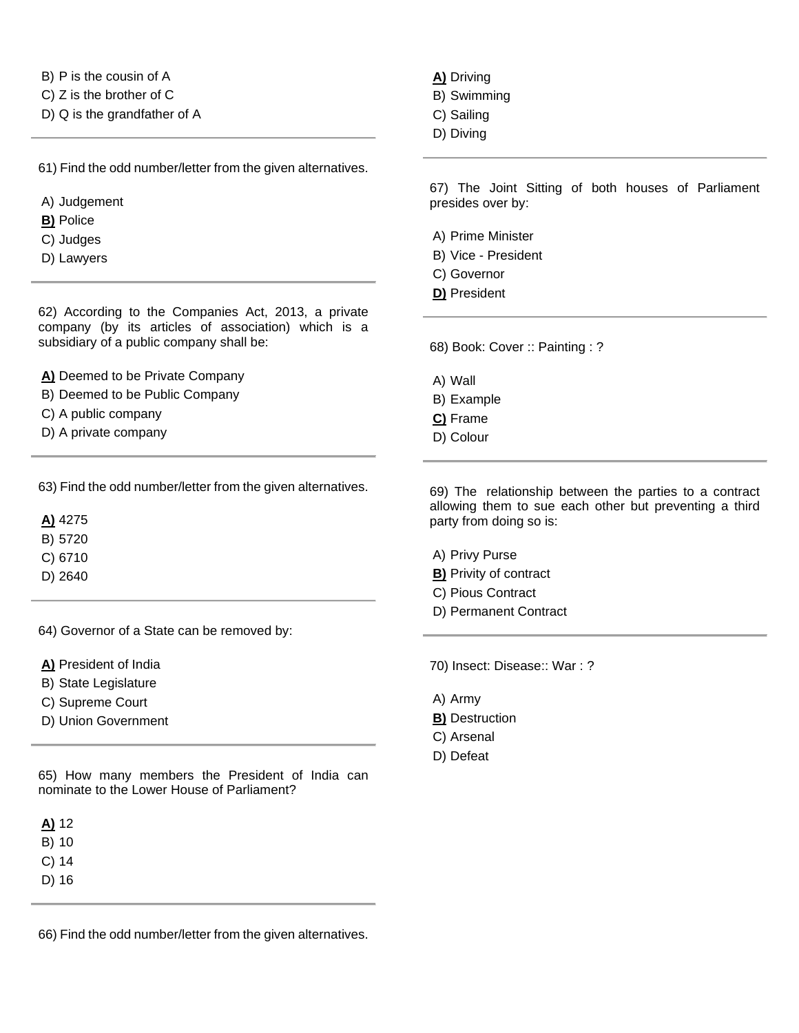B) P is the cousin of A

C) Z is the brother of C

D) Q is the grandfather of A

---

61) Find the odd number/letter from the given alternatives.

A) Judgement

**B)** Police

C) Judges

D) Lawyers

---

62) According to the Companies Act, 2013, a private company (by its articles of association) which is a subsidiary of a public company shall be:

**A)** Deemed to be Private Company

B) Deemed to be Public Company

C) A public company

D) A private company

---

63) Find the odd number/letter from the given alternatives.

**A)** 4275

B) 5720

C) 6710

D) 2640

---

64) Governor of a State can be removed by:

**A)** President of India

B) State Legislature

C) Supreme Court

D) Union Government

---

65) How many members the President of India can nominate to the Lower House of Parliament?

**A)** 12

B) 10

C) 14

D) 16

---

66) Find the odd number/letter from the given alternatives.

**A)** Driving

B) Swimming

C) Sailing

D) Diving

---

67) The Joint Sitting of both houses of Parliament presides over by:

A) Prime Minister

B) Vice - President

C) Governor

**D)** President

---

68) Book: Cover :: Painting : ?

A) Wall

B) Example

**C)** Frame

D) Colour

---

69) The relationship between the parties to a contract allowing them to sue each other but preventing a third party from doing so is:

A) Privy Purse

**B)** Privity of contract

C) Pious Contract

D) Permanent Contract

---

70) Insect: Disease:: War : ?

A) Army

**B)** Destruction

C) Arsenal

D) Defeat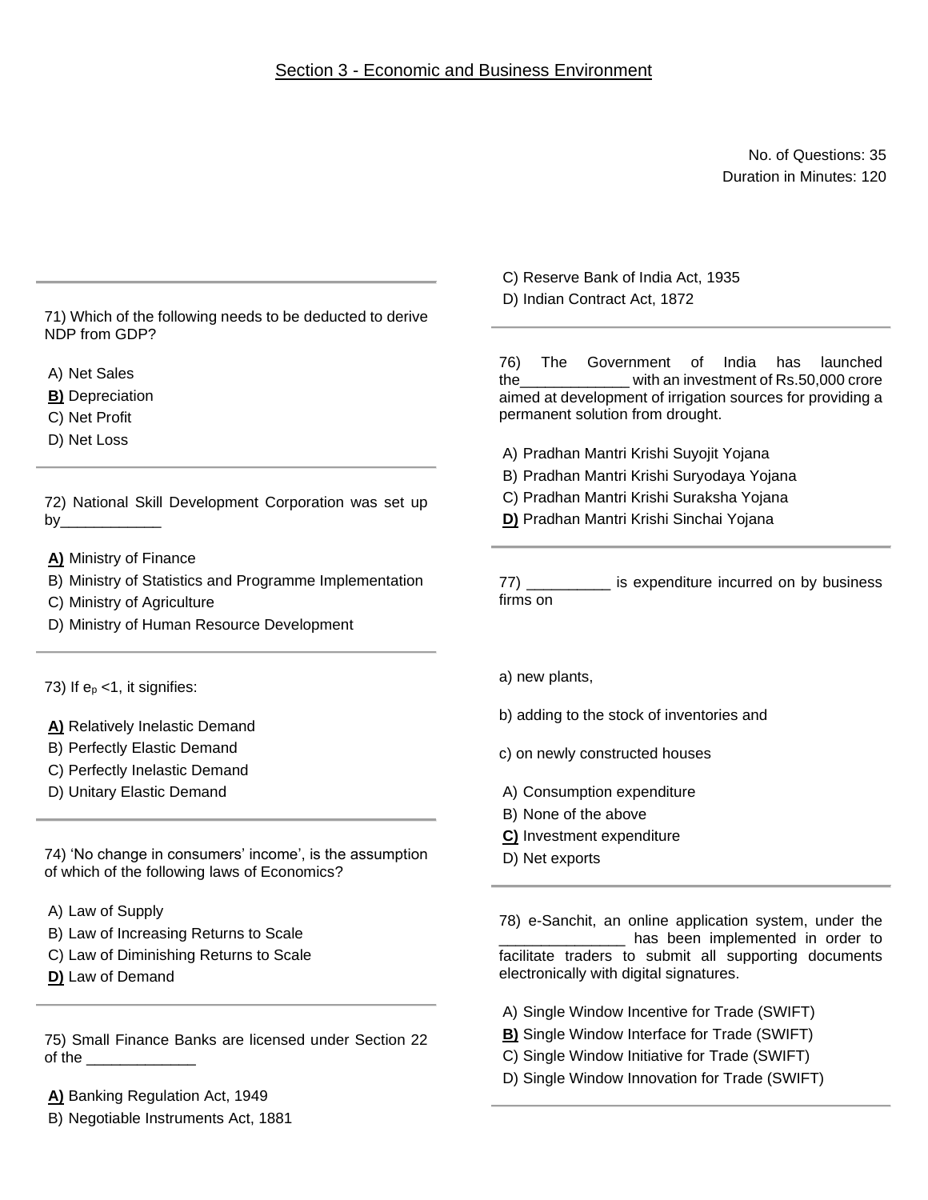## Section 3 - Economic and Business Environment

No. of Questions: 35
Duration in Minutes: 120

---

71) Which of the following needs to be deducted to derive NDP from GDP?

A) Net Sales
**B)** Depreciation
C) Net Profit
D) Net Loss

---

72) National Skill Development Corporation was set up by____________

**A)** Ministry of Finance
B) Ministry of Statistics and Programme Implementation
C) Ministry of Agriculture
D) Ministry of Human Resource Development

---

73) If $e_p$ <1, it signifies:

**A)** Relatively Inelastic Demand
B) Perfectly Elastic Demand
C) Perfectly Inelastic Demand
D) Unitary Elastic Demand

---

74) 'No change in consumers' income', is the assumption of which of the following laws of Economics?

A) Law of Supply
B) Law of Increasing Returns to Scale
C) Law of Diminishing Returns to Scale
**D)** Law of Demand

---

75) Small Finance Banks are licensed under Section 22 of the _____________

**A)** Banking Regulation Act, 1949
B) Negotiable Instruments Act, 1881
C) Reserve Bank of India Act, 1935
D) Indian Contract Act, 1872

---

76) The Government of India has launched the_____________ with an investment of Rs.50,000 crore aimed at development of irrigation sources for providing a permanent solution from drought.

A) Pradhan Mantri Krishi Suyojit Yojana
B) Pradhan Mantri Krishi Suryodaya Yojana
C) Pradhan Mantri Krishi Suraksha Yojana
**D)** Pradhan Mantri Krishi Sinchai Yojana

---

77) __________ is expenditure incurred on by business firms on

a) new plants,

b) adding to the stock of inventories and

c) on newly constructed houses

A) Consumption expenditure
B) None of the above
**C)** Investment expenditure
D) Net exports

---

78) e-Sanchit, an online application system, under the _______________ has been implemented in order to facilitate traders to submit all supporting documents electronically with digital signatures.

A) Single Window Incentive for Trade (SWIFT)
**B)** Single Window Interface for Trade (SWIFT)
C) Single Window Initiative for Trade (SWIFT)
D) Single Window Innovation for Trade (SWIFT)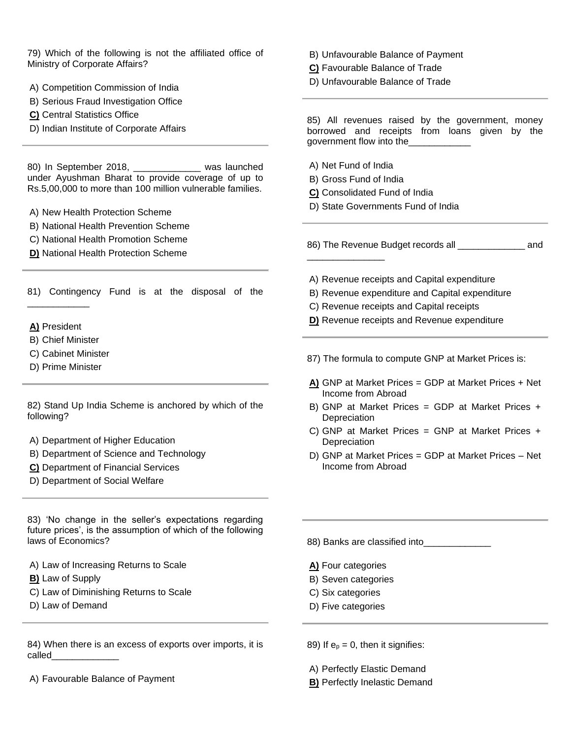79) Which of the following is not the affiliated office of Ministry of Corporate Affairs?

A) Competition Commission of India
B) Serious Fraud Investigation Office
**C)** Central Statistics Office
D) Indian Institute of Corporate Affairs

---

80) In September 2018, _____________ was launched under Ayushman Bharat to provide coverage of up to Rs.5,00,000 to more than 100 million vulnerable families.

A) New Health Protection Scheme
B) National Health Prevention Scheme
C) National Health Promotion Scheme
**D)** National Health Protection Scheme

---

81) Contingency Fund is at the disposal of the ____________

**A)** President
B) Chief Minister
C) Cabinet Minister
D) Prime Minister

---

82) Stand Up India Scheme is anchored by which of the following?

A) Department of Higher Education
B) Department of Science and Technology
**C)** Department of Financial Services
D) Department of Social Welfare

---

83) 'No change in the seller's expectations regarding future prices', is the assumption of which of the following laws of Economics?

A) Law of Increasing Returns to Scale
**B)** Law of Supply
C) Law of Diminishing Returns to Scale
D) Law of Demand

---

84) When there is an excess of exports over imports, it is called_____________

A) Favourable Balance of Payment
B) Unfavourable Balance of Payment
**C)** Favourable Balance of Trade
D) Unfavourable Balance of Trade

---

85) All revenues raised by the government, money borrowed and receipts from loans given by the government flow into the____________

A) Net Fund of India
B) Gross Fund of India
**C)** Consolidated Fund of India
D) State Governments Fund of India

---

86) The Revenue Budget records all _____________ and _______________

A) Revenue receipts and Capital expenditure
B) Revenue expenditure and Capital expenditure
C) Revenue receipts and Capital receipts
**D)** Revenue receipts and Revenue expenditure

---

87) The formula to compute GNP at Market Prices is:

**A)** GNP at Market Prices = GDP at Market Prices + Net Income from Abroad
B) GNP at Market Prices = GDP at Market Prices + Depreciation
C) GNP at Market Prices = GNP at Market Prices + Depreciation
D) GNP at Market Prices = GDP at Market Prices – Net Income from Abroad

---

88) Banks are classified into_____________

**A)** Four categories
B) Seven categories
C) Six categories
D) Five categories

---

89) If $e_p = 0$, then it signifies:

A) Perfectly Elastic Demand
**B)** Perfectly Inelastic Demand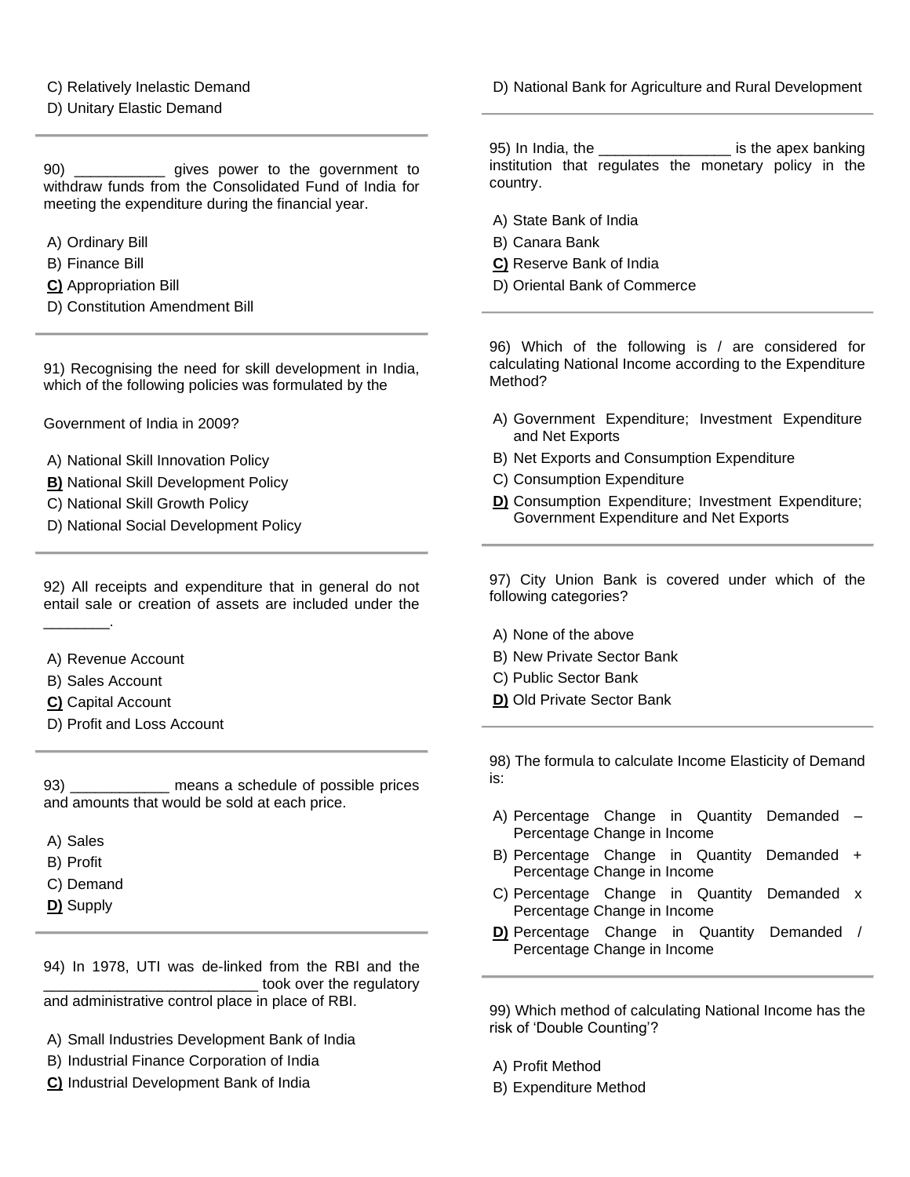C) Relatively Inelastic Demand
D) Unitary Elastic Demand

---

90) ___________ gives power to the government to withdraw funds from the Consolidated Fund of India for meeting the expenditure during the financial year.

A) Ordinary Bill
B) Finance Bill
**C)** Appropriation Bill
D) Constitution Amendment Bill

---

91) Recognising the need for skill development in India, which of the following policies was formulated by the

Government of India in 2009?

A) National Skill Innovation Policy
**B)** National Skill Development Policy
C) National Skill Growth Policy
D) National Social Development Policy

---

92) All receipts and expenditure that in general do not entail sale or creation of assets are included under the ________.

A) Revenue Account
B) Sales Account
**C)** Capital Account
D) Profit and Loss Account

---

93) ____________ means a schedule of possible prices and amounts that would be sold at each price.

A) Sales
B) Profit
C) Demand
**D)** Supply

---

94) In 1978, UTI was de-linked from the RBI and the _________________________ took over the regulatory and administrative control place in place of RBI.

A) Small Industries Development Bank of India
B) Industrial Finance Corporation of India
**C)** Industrial Development Bank of India
D) National Bank for Agriculture and Rural Development

---

95) In India, the ________________ is the apex banking institution that regulates the monetary policy in the country.

A) State Bank of India
B) Canara Bank
**C)** Reserve Bank of India
D) Oriental Bank of Commerce

---

96) Which of the following is / are considered for calculating National Income according to the Expenditure Method?

A) Government Expenditure; Investment Expenditure and Net Exports
B) Net Exports and Consumption Expenditure
C) Consumption Expenditure
**D)** Consumption Expenditure; Investment Expenditure; Government Expenditure and Net Exports

---

97) City Union Bank is covered under which of the following categories?

A) None of the above
B) New Private Sector Bank
C) Public Sector Bank
**D)** Old Private Sector Bank

---

98) The formula to calculate Income Elasticity of Demand is:

A) Percentage Change in Quantity Demanded – Percentage Change in Income
B) Percentage Change in Quantity Demanded + Percentage Change in Income
C) Percentage Change in Quantity Demanded x Percentage Change in Income
**D)** Percentage Change in Quantity Demanded / Percentage Change in Income

---

99) Which method of calculating National Income has the risk of 'Double Counting'?

A) Profit Method
B) Expenditure Method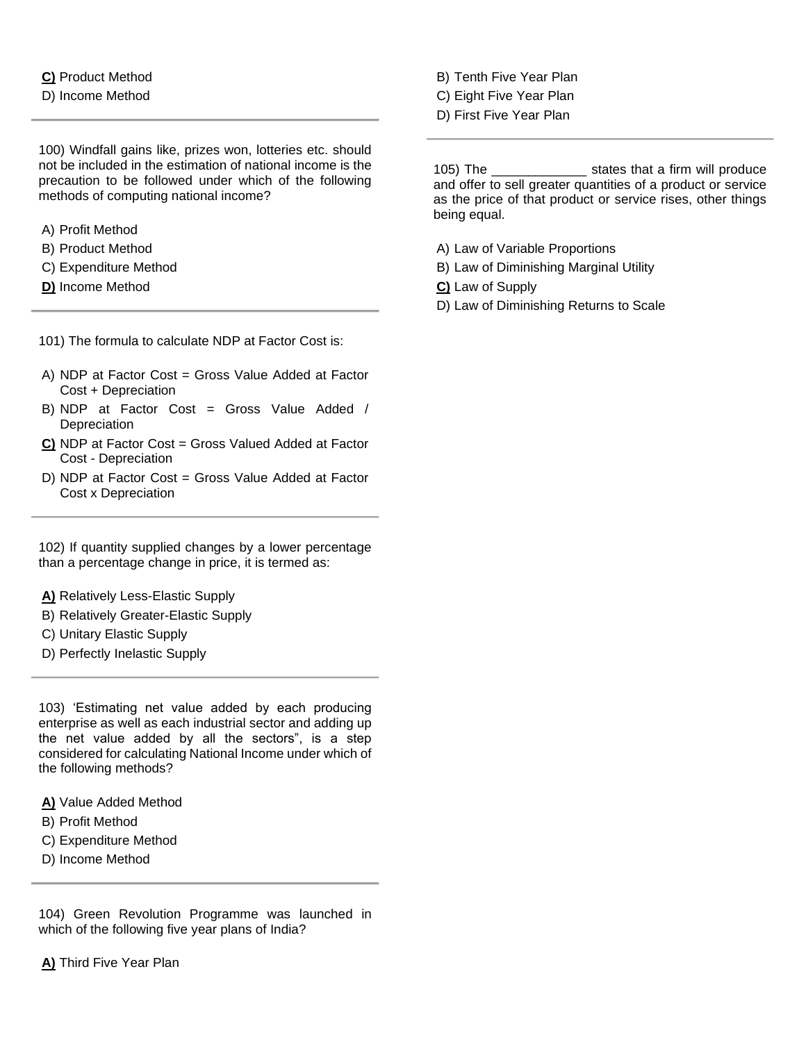**C)** Product Method
D) Income Method

---

100) Windfall gains like, prizes won, lotteries etc. should not be included in the estimation of national income is the precaution to be followed under which of the following methods of computing national income?

A) Profit Method
B) Product Method
C) Expenditure Method
**D)** Income Method

---

101) The formula to calculate NDP at Factor Cost is:

A) NDP at Factor Cost = Gross Value Added at Factor Cost + Depreciation
B) NDP at Factor Cost = Gross Value Added / Depreciation
**C)** NDP at Factor Cost = Gross Valued Added at Factor Cost - Depreciation
D) NDP at Factor Cost = Gross Value Added at Factor Cost x Depreciation

---

102) If quantity supplied changes by a lower percentage than a percentage change in price, it is termed as:

**A)** Relatively Less-Elastic Supply
B) Relatively Greater-Elastic Supply
C) Unitary Elastic Supply
D) Perfectly Inelastic Supply

---

103) 'Estimating net value added by each producing enterprise as well as each industrial sector and adding up the net value added by all the sectors", is a step considered for calculating National Income under which of the following methods?

**A)** Value Added Method
B) Profit Method
C) Expenditure Method
D) Income Method

---

104) Green Revolution Programme was launched in which of the following five year plans of India?

**A)** Third Five Year Plan
B) Tenth Five Year Plan
C) Eight Five Year Plan
D) First Five Year Plan

---

105) The _____________ states that a firm will produce and offer to sell greater quantities of a product or service as the price of that product or service rises, other things being equal.

A) Law of Variable Proportions
B) Law of Diminishing Marginal Utility
**C)** Law of Supply
D) Law of Diminishing Returns to Scale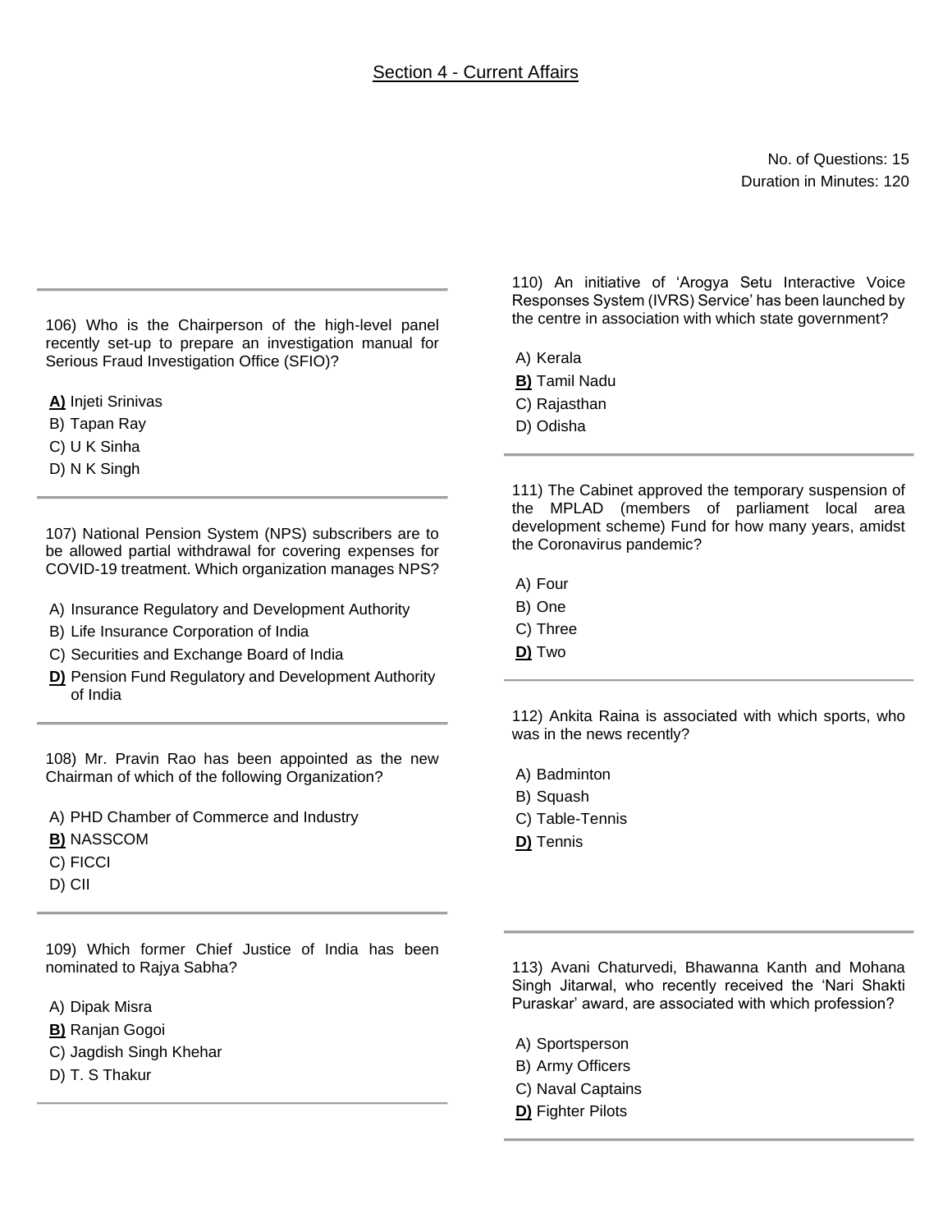## Section 4 - Current Affairs

No. of Questions: 15
Duration in Minutes: 120

106) Who is the Chairperson of the high-level panel recently set-up to prepare an investigation manual for Serious Fraud Investigation Office (SFIO)?

**A)** Injeti Srinivas
B) Tapan Ray
C) U K Sinha
D) N K Singh

107) National Pension System (NPS) subscribers are to be allowed partial withdrawal for covering expenses for COVID-19 treatment. Which organization manages NPS?

A) Insurance Regulatory and Development Authority
B) Life Insurance Corporation of India
C) Securities and Exchange Board of India
**D)** Pension Fund Regulatory and Development Authority of India

108) Mr. Pravin Rao has been appointed as the new Chairman of which of the following Organization?

A) PHD Chamber of Commerce and Industry
**B)** NASSCOM
C) FICCI
D) CII

109) Which former Chief Justice of India has been nominated to Rajya Sabha?

A) Dipak Misra
**B)** Ranjan Gogoi
C) Jagdish Singh Khehar
D) T. S Thakur

110) An initiative of 'Arogya Setu Interactive Voice Responses System (IVRS) Service' has been launched by the centre in association with which state government?

A) Kerala
**B)** Tamil Nadu
C) Rajasthan
D) Odisha

111) The Cabinet approved the temporary suspension of the MPLAD (members of parliament local area development scheme) Fund for how many years, amidst the Coronavirus pandemic?

A) Four
B) One
C) Three
**D)** Two

112) Ankita Raina is associated with which sports, who was in the news recently?

A) Badminton
B) Squash
C) Table-Tennis
**D)** Tennis

113) Avani Chaturvedi, Bhawanna Kanth and Mohana Singh Jitarwal, who recently received the 'Nari Shakti Puraskar' award, are associated with which profession?

A) Sportsperson
B) Army Officers
C) Naval Captains
**D)** Fighter Pilots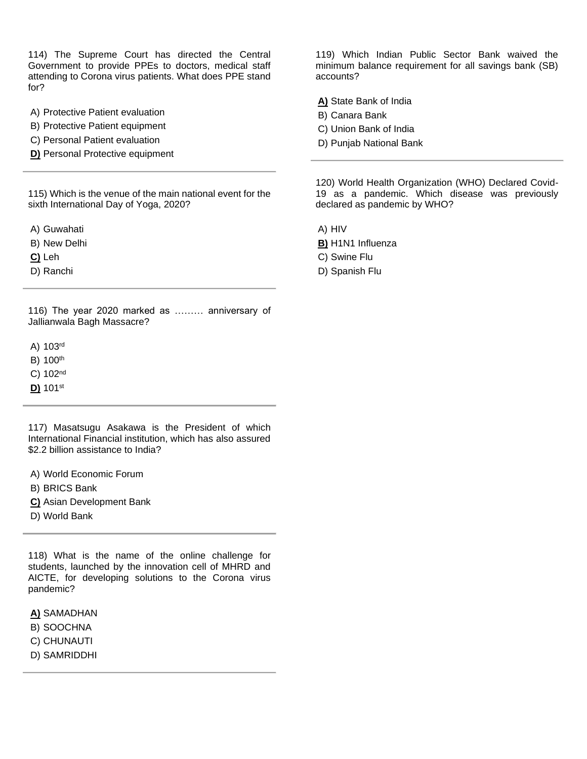114) The Supreme Court has directed the Central Government to provide PPEs to doctors, medical staff attending to Corona virus patients. What does PPE stand for?

A) Protective Patient evaluation
B) Protective Patient equipment
C) Personal Patient evaluation
**D)** Personal Protective equipment

---

115) Which is the venue of the main national event for the sixth International Day of Yoga, 2020?

A) Guwahati
B) New Delhi
**C)** Leh
D) Ranchi

---

116) The year 2020 marked as ……… anniversary of Jallianwala Bagh Massacre?

A) 103rd
B) 100th
C) 102nd
**D)** 101st

---

117) Masatsugu Asakawa is the President of which International Financial institution, which has also assured \$2.2 billion assistance to India?

A) World Economic Forum
B) BRICS Bank
**C)** Asian Development Bank
D) World Bank

---

118) What is the name of the online challenge for students, launched by the innovation cell of MHRD and AICTE, for developing solutions to the Corona virus pandemic?

**A)** SAMADHAN
B) SOOCHNA
C) CHUNAUTI
D) SAMRIDDHI

---

119) Which Indian Public Sector Bank waived the minimum balance requirement for all savings bank (SB) accounts?

**A)** State Bank of India
B) Canara Bank
C) Union Bank of India
D) Punjab National Bank

---

120) World Health Organization (WHO) Declared Covid-19 as a pandemic. Which disease was previously declared as pandemic by WHO?

A) HIV
**B)** H1N1 Influenza
C) Swine Flu
D) Spanish Flu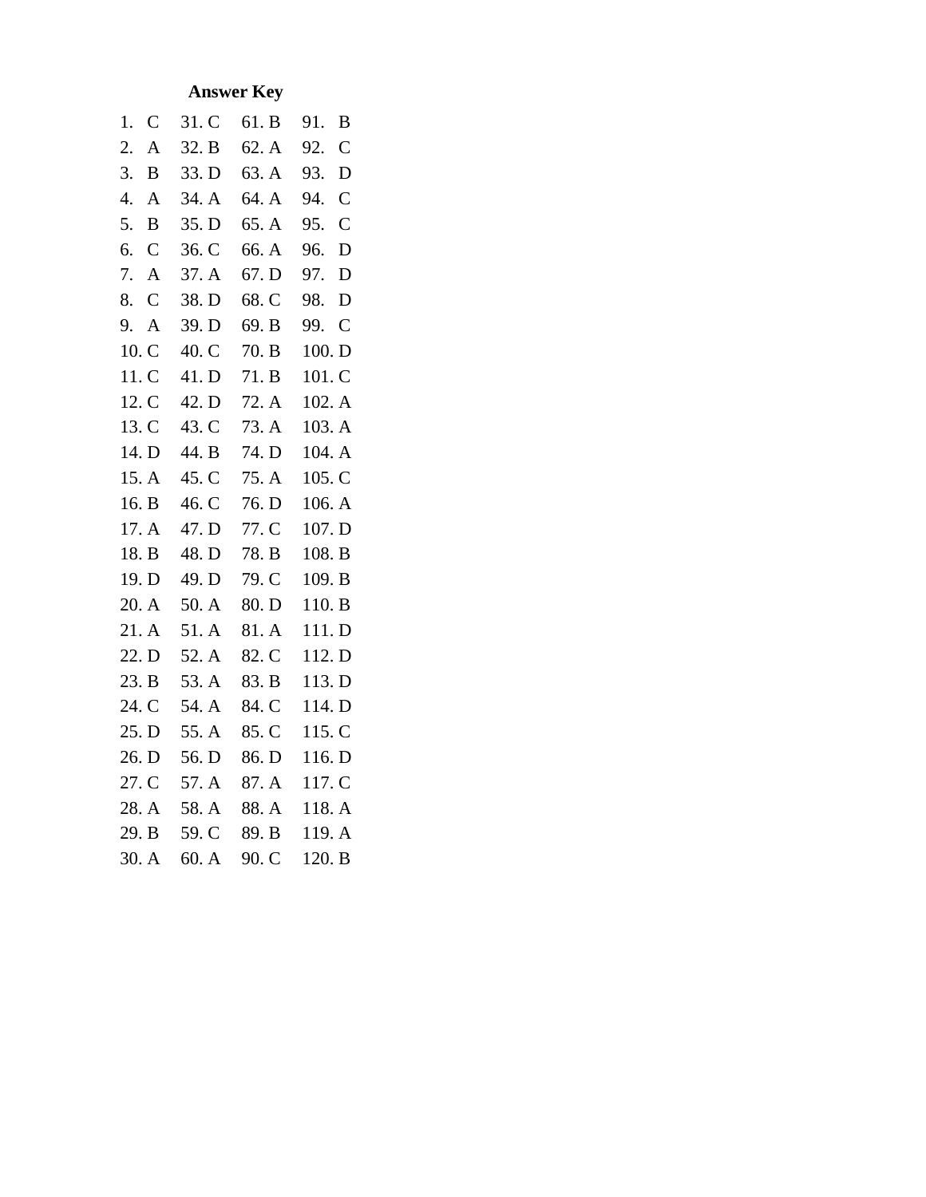**Answer Key**

| | | | |
|---|---|---|---|
| 1. C | 31. C | 61. B | 91. B |
| 2. A | 32. B | 62. A | 92. C |
| 3. B | 33. D | 63. A | 93. D |
| 4. A | 34. A | 64. A | 94. C |
| 5. B | 35. D | 65. A | 95. C |
| 6. C | 36. C | 66. A | 96. D |
| 7. A | 37. A | 67. D | 97. D |
| 8. C | 38. D | 68. C | 98. D |
| 9. A | 39. D | 69. B | 99. C |
| 10. C | 40. C | 70. B | 100. D |
| 11. C | 41. D | 71. B | 101. C |
| 12. C | 42. D | 72. A | 102. A |
| 13. C | 43. C | 73. A | 103. A |
| 14. D | 44. B | 74. D | 104. A |
| 15. A | 45. C | 75. A | 105. C |
| 16. B | 46. C | 76. D | 106. A |
| 17. A | 47. D | 77. C | 107. D |
| 18. B | 48. D | 78. B | 108. B |
| 19. D | 49. D | 79. C | 109. B |
| 20. A | 50. A | 80. D | 110. B |
| 21. A | 51. A | 81. A | 111. D |
| 22. D | 52. A | 82. C | 112. D |
| 23. B | 53. A | 83. B | 113. D |
| 24. C | 54. A | 84. C | 114. D |
| 25. D | 55. A | 85. C | 115. C |
| 26. D | 56. D | 86. D | 116. D |
| 27. C | 57. A | 87. A | 117. C |
| 28. A | 58. A | 88. A | 118. A |
| 29. B | 59. C | 89. B | 119. A |
| 30. A | 60. A | 90. C | 120. B |